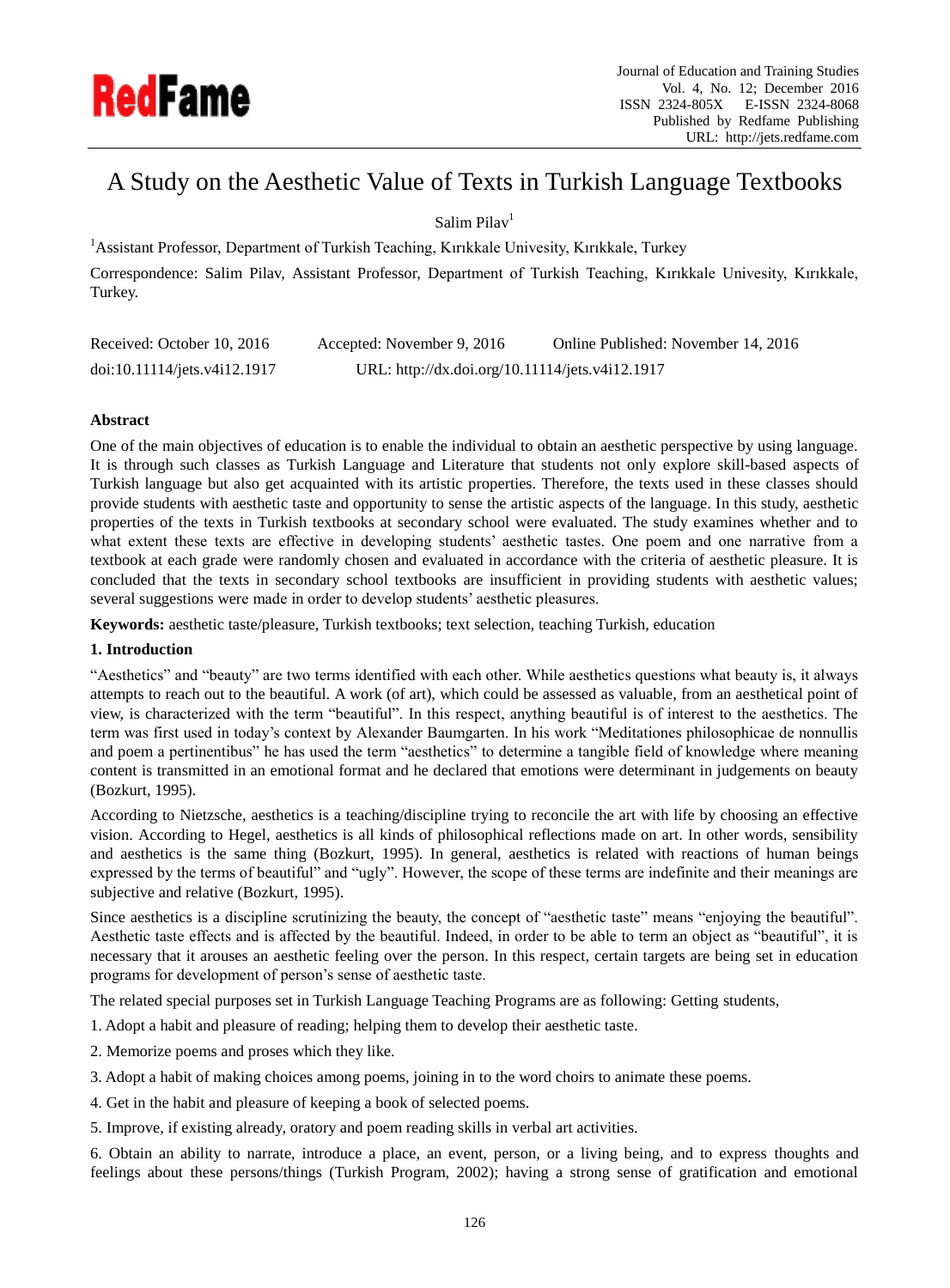# A Study on the Aesthetic Value of Texts in Turkish Language Textbooks

Salim Pilav[1]

[1]Assistant Professor, Department of Turkish Teaching, Kırıkkale Univesity, Kırıkkale, Turkey

Correspondence: Salim Pilav, Assistant Professor, Department of Turkish Teaching, Kırıkkale Univesity, Kırıkkale, Turkey.

Received: October 10, 2016 Accepted: November 9, 2016 Online Published: November 14, 2016

doi:10.11114/jets.v4i12.1917 URL: http://dx.doi.org/10.11114/jets.v4i12.1917

## Abstract

One of the main objectives of education is to enable the individual to obtain an aesthetic perspective by using language. It is through such classes as Turkish Language and Literature that students not only explore skill-based aspects of Turkish language but also get acquainted with its artistic properties. Therefore, the texts used in these classes should provide students with aesthetic taste and opportunity to sense the artistic aspects of the language. In this study, aesthetic properties of the texts in Turkish textbooks at secondary school were evaluated. The study examines whether and to what extent these texts are effective in developing students' aesthetic tastes. One poem and one narrative from a textbook at each grade were randomly chosen and evaluated in accordance with the criteria of aesthetic pleasure. It is concluded that the texts in secondary school textbooks are insufficient in providing students with aesthetic values; several suggestions were made in order to develop students' aesthetic pleasures.

**Keywords:** aesthetic taste/pleasure, Turkish textbooks; text selection, teaching Turkish, education

## 1. Introduction

"Aesthetics" and "beauty" are two terms identified with each other. While aesthetics questions what beauty is, it always attempts to reach out to the beautiful. A work (of art), which could be assessed as valuable, from an aesthetical point of view, is characterized with the term "beautiful". In this respect, anything beautiful is of interest to the aesthetics. The term was first used in today's context by Alexander Baumgarten. In his work "Meditationes philosophicae de nonnullis and poem a pertinentibus" he has used the term "aesthetics" to determine a tangible field of knowledge where meaning content is transmitted in an emotional format and he declared that emotions were determinant in judgements on beauty (Bozkurt, 1995).

According to Nietzsche, aesthetics is a teaching/discipline trying to reconcile the art with life by choosing an effective vision. According to Hegel, aesthetics is all kinds of philosophical reflections made on art. In other words, sensibility and aesthetics is the same thing (Bozkurt, 1995). In general, aesthetics is related with reactions of human beings expressed by the terms of beautiful" and "ugly". However, the scope of these terms are indefinite and their meanings are subjective and relative (Bozkurt, 1995).

Since aesthetics is a discipline scrutinizing the beauty, the concept of "aesthetic taste" means "enjoying the beautiful". Aesthetic taste effects and is affected by the beautiful. Indeed, in order to be able to term an object as "beautiful", it is necessary that it arouses an aesthetic feeling over the person. In this respect, certain targets are being set in education programs for development of person's sense of aesthetic taste.

The related special purposes set in Turkish Language Teaching Programs are as following: Getting students,

1. Adopt a habit and pleasure of reading; helping them to develop their aesthetic taste.
2. Memorize poems and proses which they like.
3. Adopt a habit of making choices among poems, joining in to the word choirs to animate these poems.
4. Get in the habit and pleasure of keeping a book of selected poems.
5. Improve, if existing already, oratory and poem reading skills in verbal art activities.
6. Obtain an ability to narrate, introduce a place, an event, person, or a living being, and to express thoughts and feelings about these persons/things (Turkish Program, 2002); having a strong sense of gratification and emotional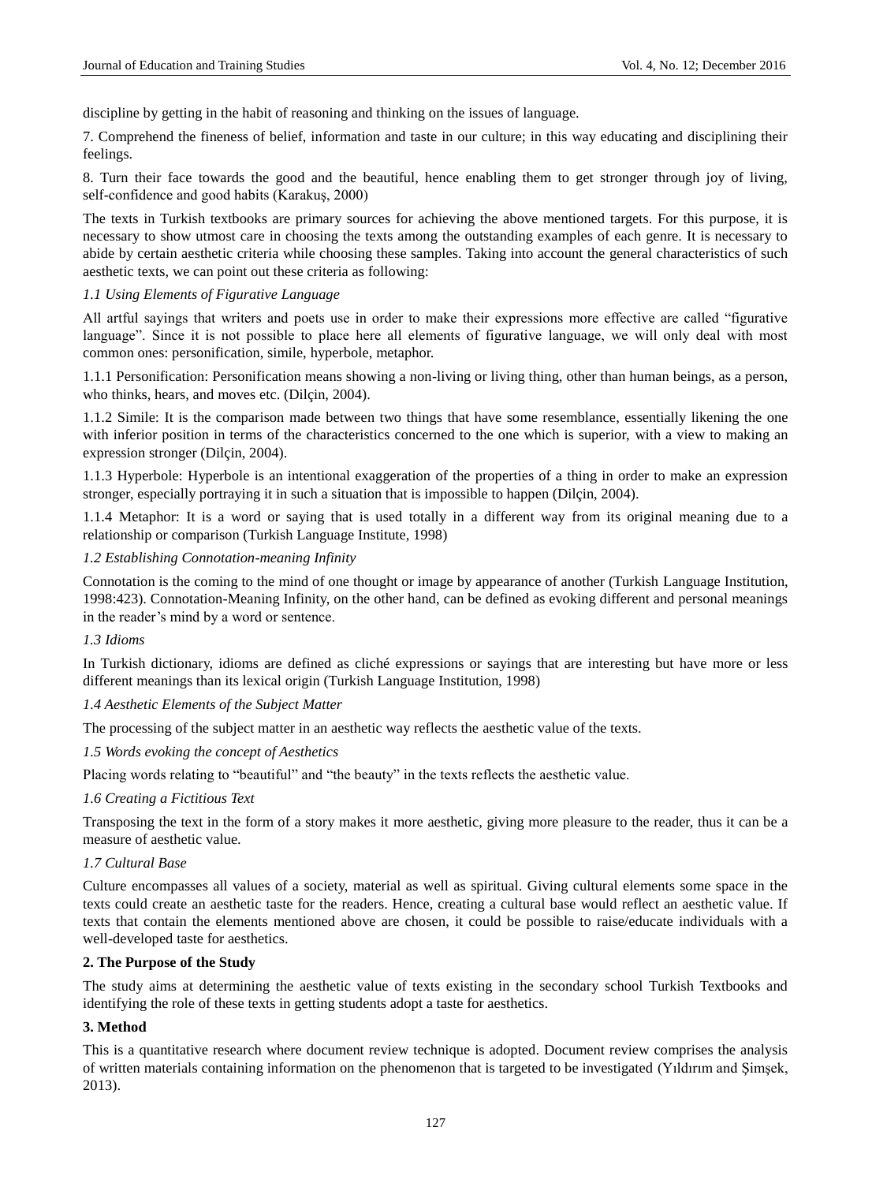discipline by getting in the habit of reasoning and thinking on the issues of language.

7. Comprehend the fineness of belief, information and taste in our culture; in this way educating and disciplining their feelings.

8. Turn their face towards the good and the beautiful, hence enabling them to get stronger through joy of living, self-confidence and good habits (Karakuş, 2000)

The texts in Turkish textbooks are primary sources for achieving the above mentioned targets. For this purpose, it is necessary to show utmost care in choosing the texts among the outstanding examples of each genre. It is necessary to abide by certain aesthetic criteria while choosing these samples. Taking into account the general characteristics of such aesthetic texts, we can point out these criteria as following:

### *1.1 Using Elements of Figurative Language*

All artful sayings that writers and poets use in order to make their expressions more effective are called "figurative language". Since it is not possible to place here all elements of figurative language, we will only deal with most common ones: personification, simile, hyperbole, metaphor.

1.1.1 Personification: Personification means showing a non-living or living thing, other than human beings, as a person, who thinks, hears, and moves etc. (Dilçin, 2004).

1.1.2 Simile: It is the comparison made between two things that have some resemblance, essentially likening the one with inferior position in terms of the characteristics concerned to the one which is superior, with a view to making an expression stronger (Dilçin, 2004).

1.1.3 Hyperbole: Hyperbole is an intentional exaggeration of the properties of a thing in order to make an expression stronger, especially portraying it in such a situation that is impossible to happen (Dilçin, 2004).

1.1.4 Metaphor: It is a word or saying that is used totally in a different way from its original meaning due to a relationship or comparison (Turkish Language Institute, 1998)

### *1.2 Establishing Connotation-meaning Infinity*

Connotation is the coming to the mind of one thought or image by appearance of another (Turkish Language Institution, 1998:423). Connotation-Meaning Infinity, on the other hand, can be defined as evoking different and personal meanings in the reader's mind by a word or sentence.

### *1.3 Idioms*

In Turkish dictionary, idioms are defined as cliché expressions or sayings that are interesting but have more or less different meanings than its lexical origin (Turkish Language Institution, 1998)

### *1.4 Aesthetic Elements of the Subject Matter*

The processing of the subject matter in an aesthetic way reflects the aesthetic value of the texts.

### *1.5 Words evoking the concept of Aesthetics*

Placing words relating to "beautiful" and "the beauty" in the texts reflects the aesthetic value.

### *1.6 Creating a Fictitious Text*

Transposing the text in the form of a story makes it more aesthetic, giving more pleasure to the reader, thus it can be a measure of aesthetic value.

### *1.7 Cultural Base*

Culture encompasses all values of a society, material as well as spiritual. Giving cultural elements some space in the texts could create an aesthetic taste for the readers. Hence, creating a cultural base would reflect an aesthetic value. If texts that contain the elements mentioned above are chosen, it could be possible to raise/educate individuals with a well-developed taste for aesthetics.

## 2. The Purpose of the Study

The study aims at determining the aesthetic value of texts existing in the secondary school Turkish Textbooks and identifying the role of these texts in getting students adopt a taste for aesthetics.

## 3. Method

This is a quantitative research where document review technique is adopted. Document review comprises the analysis of written materials containing information on the phenomenon that is targeted to be investigated (Yıldırım and Şimşek, 2013).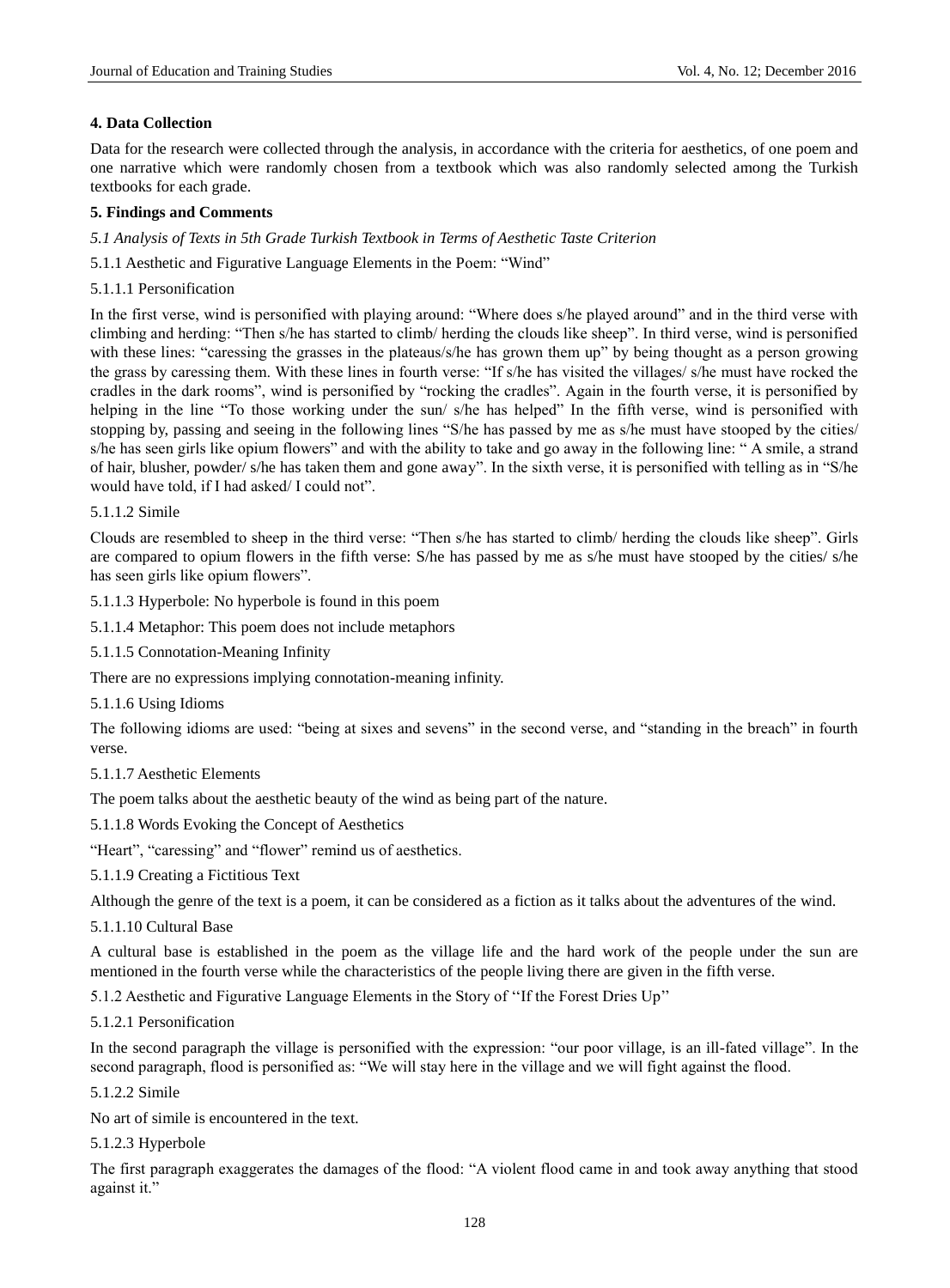## 4. Data Collection

Data for the research were collected through the analysis, in accordance with the criteria for aesthetics, of one poem and one narrative which were randomly chosen from a textbook which was also randomly selected among the Turkish textbooks for each grade.

## 5. Findings and Comments

*5.1 Analysis of Texts in 5th Grade Turkish Textbook in Terms of Aesthetic Taste Criterion*

5.1.1 Aesthetic and Figurative Language Elements in the Poem: "Wind"

5.1.1.1 Personification

In the first verse, wind is personified with playing around: "Where does s/he played around" and in the third verse with climbing and herding: "Then s/he has started to climb/ herding the clouds like sheep". In third verse, wind is personified with these lines: "caressing the grasses in the plateaus/s/he has grown them up" by being thought as a person growing the grass by caressing them. With these lines in fourth verse: "If s/he has visited the villages/ s/he must have rocked the cradles in the dark rooms", wind is personified by "rocking the cradles". Again in the fourth verse, it is personified by helping in the line "To those working under the sun/ s/he has helped" In the fifth verse, wind is personified with stopping by, passing and seeing in the following lines "S/he has passed by me as s/he must have stooped by the cities/ s/he has seen girls like opium flowers" and with the ability to take and go away in the following line: " A smile, a strand of hair, blusher, powder/ s/he has taken them and gone away". In the sixth verse, it is personified with telling as in "S/he would have told, if I had asked/ I could not".

5.1.1.2 Simile

Clouds are resembled to sheep in the third verse: "Then s/he has started to climb/ herding the clouds like sheep". Girls are compared to opium flowers in the fifth verse: S/he has passed by me as s/he must have stooped by the cities/ s/he has seen girls like opium flowers".

5.1.1.3 Hyperbole: No hyperbole is found in this poem

5.1.1.4 Metaphor: This poem does not include metaphors

5.1.1.5 Connotation-Meaning Infinity

There are no expressions implying connotation-meaning infinity.

5.1.1.6 Using Idioms

The following idioms are used: "being at sixes and sevens" in the second verse, and "standing in the breach" in fourth verse.

5.1.1.7 Aesthetic Elements

The poem talks about the aesthetic beauty of the wind as being part of the nature.

5.1.1.8 Words Evoking the Concept of Aesthetics

"Heart", "caressing" and "flower" remind us of aesthetics.

5.1.1.9 Creating a Fictitious Text

Although the genre of the text is a poem, it can be considered as a fiction as it talks about the adventures of the wind.

5.1.1.10 Cultural Base

A cultural base is established in the poem as the village life and the hard work of the people under the sun are mentioned in the fourth verse while the characteristics of the people living there are given in the fifth verse.

5.1.2 Aesthetic and Figurative Language Elements in the Story of ''If the Forest Dries Up''

5.1.2.1 Personification

In the second paragraph the village is personified with the expression: "our poor village, is an ill-fated village". In the second paragraph, flood is personified as: "We will stay here in the village and we will fight against the flood.

5.1.2.2 Simile

No art of simile is encountered in the text.

5.1.2.3 Hyperbole

The first paragraph exaggerates the damages of the flood: "A violent flood came in and took away anything that stood against it."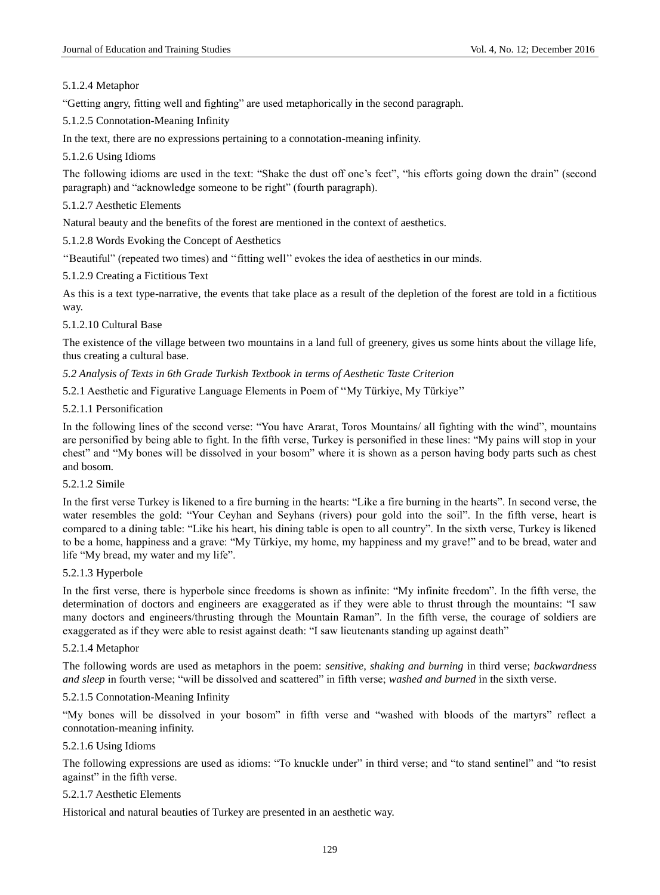5.1.2.4 Metaphor

“Getting angry, fitting well and fighting” are used metaphorically in the second paragraph.

5.1.2.5 Connotation-Meaning Infinity

In the text, there are no expressions pertaining to a connotation-meaning infinity.

5.1.2.6 Using Idioms

The following idioms are used in the text: “Shake the dust off one’s feet”, “his efforts going down the drain” (second paragraph) and “acknowledge someone to be right” (fourth paragraph).

5.1.2.7 Aesthetic Elements

Natural beauty and the benefits of the forest are mentioned in the context of aesthetics.

5.1.2.8 Words Evoking the Concept of Aesthetics

‘‘Beautiful” (repeated two times) and ‘‘fitting well’’ evokes the idea of aesthetics in our minds.

5.1.2.9 Creating a Fictitious Text

As this is a text type-narrative, the events that take place as a result of the depletion of the forest are told in a fictitious way.

5.1.2.10 Cultural Base

The existence of the village between two mountains in a land full of greenery, gives us some hints about the village life, thus creating a cultural base.

*5.2 Analysis of Texts in 6th Grade Turkish Textbook in terms of Aesthetic Taste Criterion*

5.2.1 Aesthetic and Figurative Language Elements in Poem of ‘‘My Türkiye, My Türkiye’’

5.2.1.1 Personification

In the following lines of the second verse: “You have Ararat, Toros Mountains/ all fighting with the wind”, mountains are personified by being able to fight. In the fifth verse, Turkey is personified in these lines: “My pains will stop in your chest” and “My bones will be dissolved in your bosom” where it is shown as a person having body parts such as chest and bosom.

5.2.1.2 Simile

In the first verse Turkey is likened to a fire burning in the hearts: “Like a fire burning in the hearts”. In second verse, the water resembles the gold: “Your Ceyhan and Seyhans (rivers) pour gold into the soil”. In the fifth verse, heart is compared to a dining table: “Like his heart, his dining table is open to all country”. In the sixth verse, Turkey is likened to be a home, happiness and a grave: “My Türkiye, my home, my happiness and my grave!” and to be bread, water and life “My bread, my water and my life”.

5.2.1.3 Hyperbole

In the first verse, there is hyperbole since freedoms is shown as infinite: “My infinite freedom”. In the fifth verse, the determination of doctors and engineers are exaggerated as if they were able to thrust through the mountains: “I saw many doctors and engineers/thrusting through the Mountain Raman”. In the fifth verse, the courage of soldiers are exaggerated as if they were able to resist against death: “I saw lieutenants standing up against death”

5.2.1.4 Metaphor

The following words are used as metaphors in the poem: *sensitive, shaking and burning* in third verse; *backwardness and sleep* in fourth verse; “will be dissolved and scattered” in fifth verse; *washed and burned* in the sixth verse.

5.2.1.5 Connotation-Meaning Infinity

“My bones will be dissolved in your bosom” in fifth verse and “washed with bloods of the martyrs” reflect a connotation-meaning infinity.

5.2.1.6 Using Idioms

The following expressions are used as idioms: “To knuckle under” in third verse; and “to stand sentinel” and “to resist against” in the fifth verse.

5.2.1.7 Aesthetic Elements

Historical and natural beauties of Turkey are presented in an aesthetic way.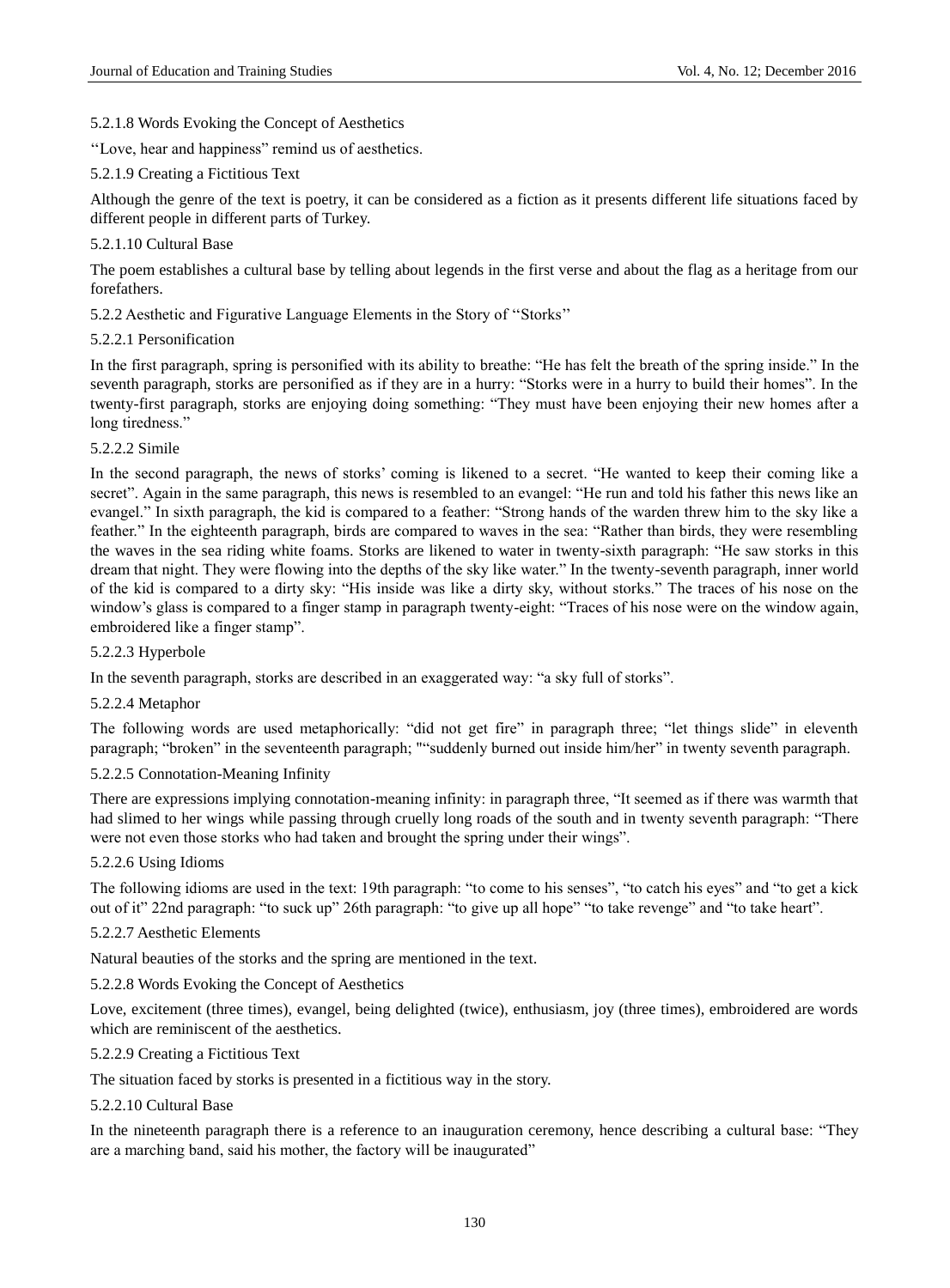#### 5.2.1.8 Words Evoking the Concept of Aesthetics

‘‘Love, hear and happiness” remind us of aesthetics.

#### 5.2.1.9 Creating a Fictitious Text

Although the genre of the text is poetry, it can be considered as a fiction as it presents different life situations faced by different people in different parts of Turkey.

#### 5.2.1.10 Cultural Base

The poem establishes a cultural base by telling about legends in the first verse and about the flag as a heritage from our forefathers.

### 5.2.2 Aesthetic and Figurative Language Elements in the Story of ‘‘Storks’’

#### 5.2.2.1 Personification

In the first paragraph, spring is personified with its ability to breathe: “He has felt the breath of the spring inside.” In the seventh paragraph, storks are personified as if they are in a hurry: “Storks were in a hurry to build their homes”. In the twenty-first paragraph, storks are enjoying doing something: “They must have been enjoying their new homes after a long tiredness.”

#### 5.2.2.2 Simile

In the second paragraph, the news of storks’ coming is likened to a secret. “He wanted to keep their coming like a secret”. Again in the same paragraph, this news is resembled to an evangel: “He run and told his father this news like an evangel.” In sixth paragraph, the kid is compared to a feather: “Strong hands of the warden threw him to the sky like a feather.” In the eighteenth paragraph, birds are compared to waves in the sea: “Rather than birds, they were resembling the waves in the sea riding white foams. Storks are likened to water in twenty-sixth paragraph: “He saw storks in this dream that night. They were flowing into the depths of the sky like water.” In the twenty-seventh paragraph, inner world of the kid is compared to a dirty sky: “His inside was like a dirty sky, without storks.” The traces of his nose on the window’s glass is compared to a finger stamp in paragraph twenty-eight: “Traces of his nose were on the window again, embroidered like a finger stamp”.

#### 5.2.2.3 Hyperbole

In the seventh paragraph, storks are described in an exaggerated way: “a sky full of storks”.

#### 5.2.2.4 Metaphor

The following words are used metaphorically: “did not get fire” in paragraph three; “let things slide” in eleventh paragraph; “broken” in the seventeenth paragraph; "“suddenly burned out inside him/her” in twenty seventh paragraph.

#### 5.2.2.5 Connotation-Meaning Infinity

There are expressions implying connotation-meaning infinity: in paragraph three, “It seemed as if there was warmth that had slimed to her wings while passing through cruelly long roads of the south and in twenty seventh paragraph: “There were not even those storks who had taken and brought the spring under their wings”.

#### 5.2.2.6 Using Idioms

The following idioms are used in the text: 19th paragraph: “to come to his senses”, “to catch his eyes” and “to get a kick out of it” 22nd paragraph: “to suck up” 26th paragraph: “to give up all hope” “to take revenge” and “to take heart”.

#### 5.2.2.7 Aesthetic Elements

Natural beauties of the storks and the spring are mentioned in the text.

#### 5.2.2.8 Words Evoking the Concept of Aesthetics

Love, excitement (three times), evangel, being delighted (twice), enthusiasm, joy (three times), embroidered are words which are reminiscent of the aesthetics.

#### 5.2.2.9 Creating a Fictitious Text

The situation faced by storks is presented in a fictitious way in the story.

#### 5.2.2.10 Cultural Base

In the nineteenth paragraph there is a reference to an inauguration ceremony, hence describing a cultural base: “They are a marching band, said his mother, the factory will be inaugurated”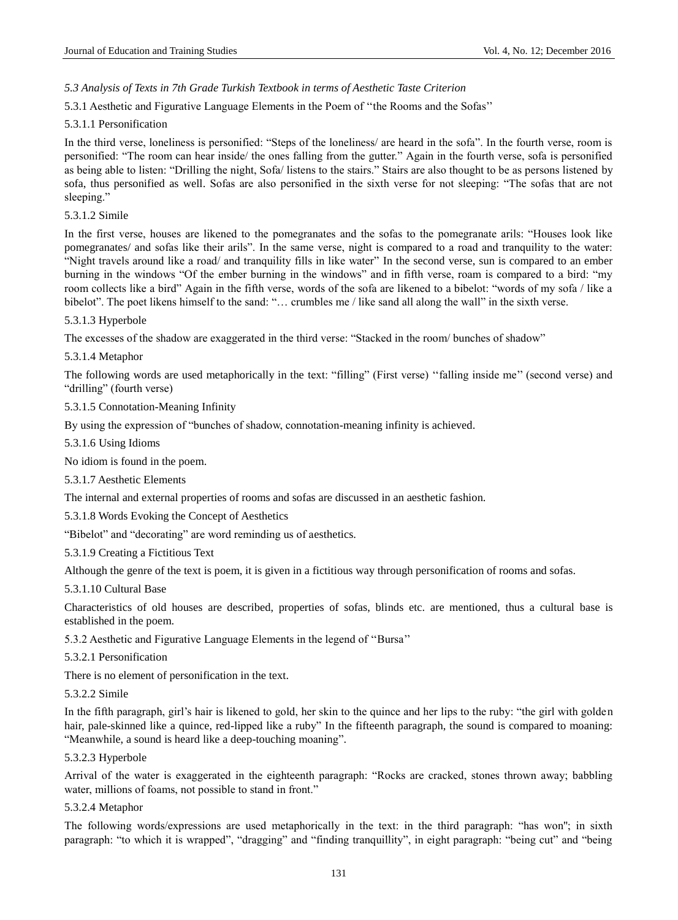*5.3 Analysis of Texts in 7th Grade Turkish Textbook in terms of Aesthetic Taste Criterion*

5.3.1 Aesthetic and Figurative Language Elements in the Poem of ''the Rooms and the Sofas''

5.3.1.1 Personification

In the third verse, loneliness is personified: "Steps of the loneliness/ are heard in the sofa". In the fourth verse, room is personified: "The room can hear inside/ the ones falling from the gutter." Again in the fourth verse, sofa is personified as being able to listen: "Drilling the night, Sofa/ listens to the stairs." Stairs are also thought to be as persons listened by sofa, thus personified as well. Sofas are also personified in the sixth verse for not sleeping: "The sofas that are not sleeping."

5.3.1.2 Simile

In the first verse, houses are likened to the pomegranates and the sofas to the pomegranate arils: "Houses look like pomegranates/ and sofas like their arils". In the same verse, night is compared to a road and tranquility to the water: "Night travels around like a road/ and tranquility fills in like water" In the second verse, sun is compared to an ember burning in the windows "Of the ember burning in the windows" and in fifth verse, roam is compared to a bird: "my room collects like a bird" Again in the fifth verse, words of the sofa are likened to a bibelot: "words of my sofa / like a bibelot". The poet likens himself to the sand: "… crumbles me / like sand all along the wall" in the sixth verse.

5.3.1.3 Hyperbole

The excesses of the shadow are exaggerated in the third verse: "Stacked in the room/ bunches of shadow"

5.3.1.4 Metaphor

The following words are used metaphorically in the text: "filling" (First verse) ''falling inside me'' (second verse) and "drilling" (fourth verse)

5.3.1.5 Connotation-Meaning Infinity

By using the expression of "bunches of shadow, connotation-meaning infinity is achieved.

5.3.1.6 Using Idioms

No idiom is found in the poem.

5.3.1.7 Aesthetic Elements

The internal and external properties of rooms and sofas are discussed in an aesthetic fashion.

5.3.1.8 Words Evoking the Concept of Aesthetics

"Bibelot" and "decorating" are word reminding us of aesthetics.

5.3.1.9 Creating a Fictitious Text

Although the genre of the text is poem, it is given in a fictitious way through personification of rooms and sofas.

5.3.1.10 Cultural Base

Characteristics of old houses are described, properties of sofas, blinds etc. are mentioned, thus a cultural base is established in the poem.

5.3.2 Aesthetic and Figurative Language Elements in the legend of ''Bursa''

5.3.2.1 Personification

There is no element of personification in the text.

5.3.2.2 Simile

In the fifth paragraph, girl's hair is likened to gold, her skin to the quince and her lips to the ruby: "the girl with golden hair, pale-skinned like a quince, red-lipped like a ruby" In the fifteenth paragraph, the sound is compared to moaning: "Meanwhile, a sound is heard like a deep-touching moaning".

5.3.2.3 Hyperbole

Arrival of the water is exaggerated in the eighteenth paragraph: "Rocks are cracked, stones thrown away; babbling water, millions of foams, not possible to stand in front."

5.3.2.4 Metaphor

The following words/expressions are used metaphorically in the text: in the third paragraph: "has won''; in sixth paragraph: "to which it is wrapped", "dragging" and "finding tranquillity", in eight paragraph: "being cut" and "being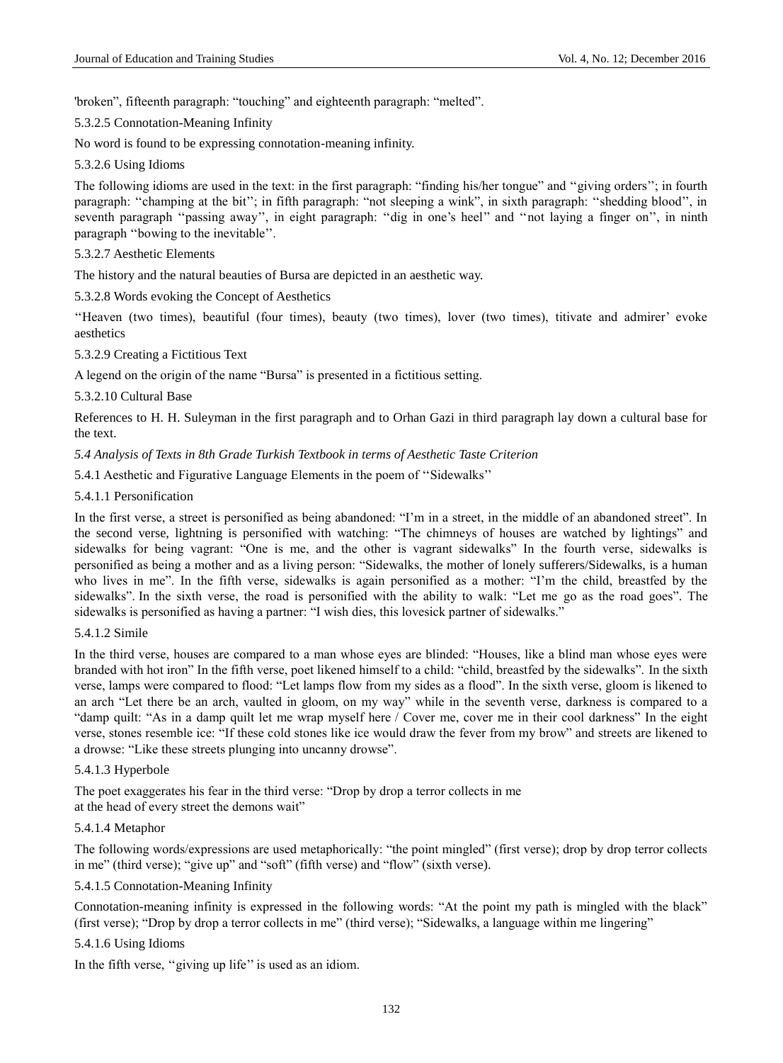'broken", fifteenth paragraph: "touching" and eighteenth paragraph: "melted".

5.3.2.5 Connotation-Meaning Infinity

No word is found to be expressing connotation-meaning infinity.

5.3.2.6 Using Idioms

The following idioms are used in the text: in the first paragraph: "finding his/her tongue" and ''giving orders''; in fourth paragraph: ''champing at the bit''; in fifth paragraph: "not sleeping a wink", in sixth paragraph: ''shedding blood'', in seventh paragraph ''passing away'', in eight paragraph: ''dig in one's heel'' and ''not laying a finger on'', in ninth paragraph ''bowing to the inevitable''.

5.3.2.7 Aesthetic Elements

The history and the natural beauties of Bursa are depicted in an aesthetic way.

5.3.2.8 Words evoking the Concept of Aesthetics

''Heaven (two times), beautiful (four times), beauty (two times), lover (two times), titivate and admirer' evoke aesthetics

5.3.2.9 Creating a Fictitious Text

A legend on the origin of the name "Bursa" is presented in a fictitious setting.

5.3.2.10 Cultural Base

References to H. H. Suleyman in the first paragraph and to Orhan Gazi in third paragraph lay down a cultural base for the text.

*5.4 Analysis of Texts in 8th Grade Turkish Textbook in terms of Aesthetic Taste Criterion*

5.4.1 Aesthetic and Figurative Language Elements in the poem of ''Sidewalks''

5.4.1.1 Personification

In the first verse, a street is personified as being abandoned: "I'm in a street, in the middle of an abandoned street". In the second verse, lightning is personified with watching: "The chimneys of houses are watched by lightings" and sidewalks for being vagrant: "One is me, and the other is vagrant sidewalks" In the fourth verse, sidewalks is personified as being a mother and as a living person: "Sidewalks, the mother of lonely sufferers/Sidewalks, is a human who lives in me". In the fifth verse, sidewalks is again personified as a mother: "I'm the child, breastfed by the sidewalks". In the sixth verse, the road is personified with the ability to walk: "Let me go as the road goes". The sidewalks is personified as having a partner: "I wish dies, this lovesick partner of sidewalks."

5.4.1.2 Simile

In the third verse, houses are compared to a man whose eyes are blinded: "Houses, like a blind man whose eyes were branded with hot iron" In the fifth verse, poet likened himself to a child: "child, breastfed by the sidewalks". In the sixth verse, lamps were compared to flood: "Let lamps flow from my sides as a flood". In the sixth verse, gloom is likened to an arch "Let there be an arch, vaulted in gloom, on my way" while in the seventh verse, darkness is compared to a "damp quilt: "As in a damp quilt let me wrap myself here / Cover me, cover me in their cool darkness" In the eight verse, stones resemble ice: "If these cold stones like ice would draw the fever from my brow" and streets are likened to a drowse: "Like these streets plunging into uncanny drowse".

5.4.1.3 Hyperbole

The poet exaggerates his fear in the third verse: "Drop by drop a terror collects in me
at the head of every street the demons wait"

5.4.1.4 Metaphor

The following words/expressions are used metaphorically: "the point mingled" (first verse); drop by drop terror collects in me" (third verse); "give up" and "soft" (fifth verse) and "flow" (sixth verse).

5.4.1.5 Connotation-Meaning Infinity

Connotation-meaning infinity is expressed in the following words: "At the point my path is mingled with the black" (first verse); "Drop by drop a terror collects in me" (third verse); "Sidewalks, a language within me lingering"

5.4.1.6 Using Idioms

In the fifth verse, ''giving up life'' is used as an idiom.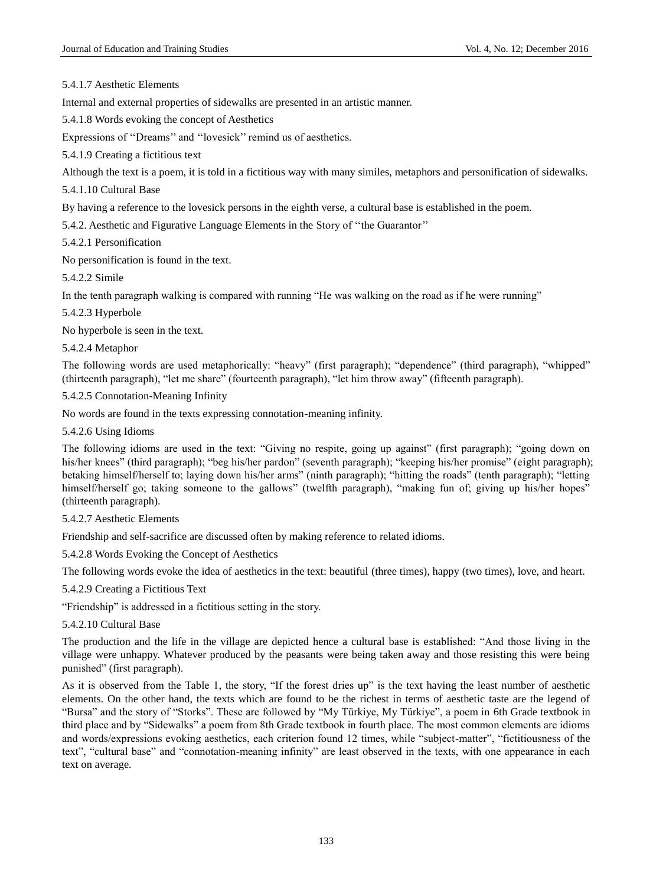5.4.1.7 Aesthetic Elements

Internal and external properties of sidewalks are presented in an artistic manner.

5.4.1.8 Words evoking the concept of Aesthetics

Expressions of ''Dreams'' and ''lovesick'' remind us of aesthetics.

5.4.1.9 Creating a fictitious text

Although the text is a poem, it is told in a fictitious way with many similes, metaphors and personification of sidewalks.

5.4.1.10 Cultural Base

By having a reference to the lovesick persons in the eighth verse, a cultural base is established in the poem.

5.4.2. Aesthetic and Figurative Language Elements in the Story of ''the Guarantor''

5.4.2.1 Personification

No personification is found in the text.

5.4.2.2 Simile

In the tenth paragraph walking is compared with running "He was walking on the road as if he were running"

5.4.2.3 Hyperbole

No hyperbole is seen in the text.

5.4.2.4 Metaphor

The following words are used metaphorically: "heavy" (first paragraph); "dependence" (third paragraph), "whipped" (thirteenth paragraph), "let me share" (fourteenth paragraph), "let him throw away" (fifteenth paragraph).

5.4.2.5 Connotation-Meaning Infinity

No words are found in the texts expressing connotation-meaning infinity.

5.4.2.6 Using Idioms

The following idioms are used in the text: "Giving no respite, going up against" (first paragraph); "going down on his/her knees" (third paragraph); "beg his/her pardon" (seventh paragraph); "keeping his/her promise" (eight paragraph); betaking himself/herself to; laying down his/her arms" (ninth paragraph); "hitting the roads" (tenth paragraph); "letting himself/herself go; taking someone to the gallows" (twelfth paragraph), "making fun of; giving up his/her hopes" (thirteenth paragraph).

5.4.2.7 Aesthetic Elements

Friendship and self-sacrifice are discussed often by making reference to related idioms.

5.4.2.8 Words Evoking the Concept of Aesthetics

The following words evoke the idea of aesthetics in the text: beautiful (three times), happy (two times), love, and heart.

5.4.2.9 Creating a Fictitious Text

"Friendship" is addressed in a fictitious setting in the story.

5.4.2.10 Cultural Base

The production and the life in the village are depicted hence a cultural base is established: "And those living in the village were unhappy. Whatever produced by the peasants were being taken away and those resisting this were being punished" (first paragraph).

As it is observed from the Table 1, the story, "If the forest dries up" is the text having the least number of aesthetic elements. On the other hand, the texts which are found to be the richest in terms of aesthetic taste are the legend of "Bursa" and the story of "Storks". These are followed by "My Türkiye, My Türkiye", a poem in 6th Grade textbook in third place and by "Sidewalks" a poem from 8th Grade textbook in fourth place. The most common elements are idioms and words/expressions evoking aesthetics, each criterion found 12 times, while "subject-matter", "fictitiousness of the text", "cultural base" and "connotation-meaning infinity" are least observed in the texts, with one appearance in each text on average.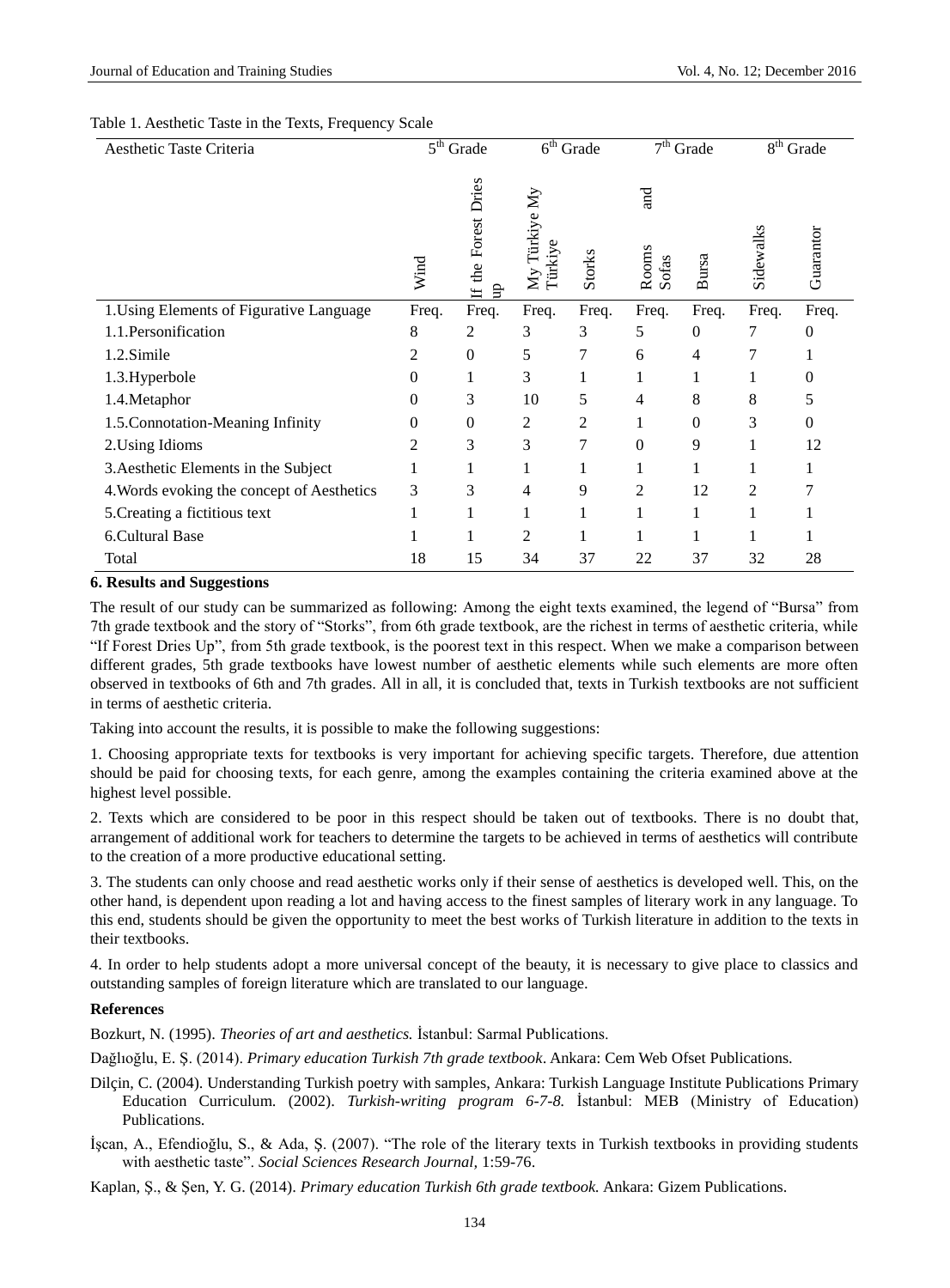Table 1. Aesthetic Taste in the Texts, Frequency Scale

| Aesthetic Taste Criteria | 5th Grade | | 6th Grade | | 7th Grade | | 8th Grade | |
|---|---|---|---|---|---|---|---|---|
| | Wind | If the Forest Dries up | My Türkiye My Türkiye | Storks | Rooms and Sofas | Bursa | Sidewalks | Guarantor |
| 1.Using Elements of Figurative Language | Freq. | Freq. | Freq. | Freq. | Freq. | Freq. | Freq. | Freq. |
| 1.1.Personification | 8 | 2 | 3 | 3 | 5 | 0 | 7 | 0 |
| 1.2.Simile | 2 | 0 | 5 | 7 | 6 | 4 | 7 | 1 |
| 1.3.Hyperbole | 0 | 1 | 3 | 1 | 1 | 1 | 1 | 0 |
| 1.4.Metaphor | 0 | 3 | 10 | 5 | 4 | 8 | 8 | 5 |
| 1.5.Connotation-Meaning Infinity | 0 | 0 | 2 | 2 | 1 | 0 | 3 | 0 |
| 2.Using Idioms | 2 | 3 | 3 | 7 | 0 | 9 | 1 | 12 |
| 3.Aesthetic Elements in the Subject | 1 | 1 | 1 | 1 | 1 | 1 | 1 | 1 |
| 4.Words evoking the concept of Aesthetics | 3 | 3 | 4 | 9 | 2 | 12 | 2 | 7 |
| 5.Creating a fictitious text | 1 | 1 | 1 | 1 | 1 | 1 | 1 | 1 |
| 6.Cultural Base | 1 | 1 | 2 | 1 | 1 | 1 | 1 | 1 |
| Total | 18 | 15 | 34 | 37 | 22 | 37 | 32 | 28 |

## 6. Results and Suggestions

The result of our study can be summarized as following: Among the eight texts examined, the legend of "Bursa" from 7th grade textbook and the story of "Storks", from 6th grade textbook, are the richest in terms of aesthetic criteria, while "If Forest Dries Up", from 5th grade textbook, is the poorest text in this respect. When we make a comparison between different grades, 5th grade textbooks have lowest number of aesthetic elements while such elements are more often observed in textbooks of 6th and 7th grades. All in all, it is concluded that, texts in Turkish textbooks are not sufficient in terms of aesthetic criteria.

Taking into account the results, it is possible to make the following suggestions:

1. Choosing appropriate texts for textbooks is very important for achieving specific targets. Therefore, due attention should be paid for choosing texts, for each genre, among the examples containing the criteria examined above at the highest level possible.

2. Texts which are considered to be poor in this respect should be taken out of textbooks. There is no doubt that, arrangement of additional work for teachers to determine the targets to be achieved in terms of aesthetics will contribute to the creation of a more productive educational setting.

3. The students can only choose and read aesthetic works only if their sense of aesthetics is developed well. This, on the other hand, is dependent upon reading a lot and having access to the finest samples of literary work in any language. To this end, students should be given the opportunity to meet the best works of Turkish literature in addition to the texts in their textbooks.

4. In order to help students adopt a more universal concept of the beauty, it is necessary to give place to classics and outstanding samples of foreign literature which are translated to our language.

## References

Bozkurt, N. (1995). *Theories of art and aesthetics.* İstanbul: Sarmal Publications.

Dağlıoğlu, E. Ş. (2014). *Primary education Turkish 7th grade textbook*. Ankara: Cem Web Ofset Publications.

Dilçin, C. (2004). Understanding Turkish poetry with samples, Ankara: Turkish Language Institute Publications Primary Education Curriculum. (2002). *Turkish-writing program 6-7-8.* İstanbul: MEB (Ministry of Education) Publications.

İşcan, A., Efendioğlu, S., & Ada, Ş. (2007). "The role of the literary texts in Turkish textbooks in providing students with aesthetic taste". *Social Sciences Research Journal,* 1:59-76.

Kaplan, Ş., & Şen, Y. G. (2014). *Primary education Turkish 6th grade textbook.* Ankara: Gizem Publications.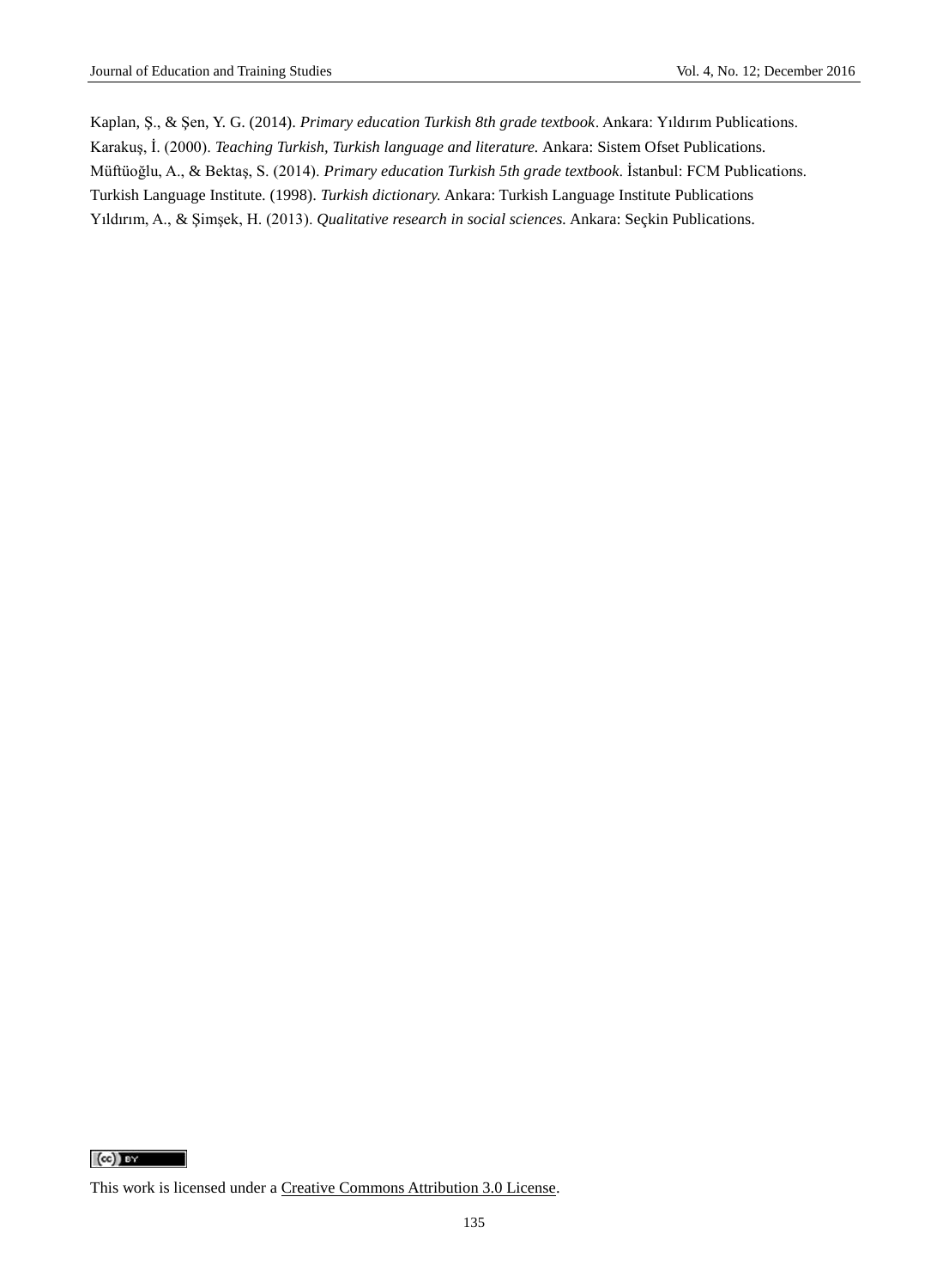Kaplan, Ş., & Şen, Y. G. (2014). *Primary education Turkish 8th grade textbook*. Ankara: Yıldırım Publications.

Karakuş, İ. (2000). *Teaching Turkish, Turkish language and literature.* Ankara: Sistem Ofset Publications.

Müftüoğlu, A., & Bektaş, S. (2014). *Primary education Turkish 5th grade textbook*. İstanbul: FCM Publications.

Turkish Language Institute. (1998). *Turkish dictionary.* Ankara: Turkish Language Institute Publications

Yıldırım, A., & Şimşek, H. (2013). *Qualitative research in social sciences.* Ankara: Seçkin Publications.

This work is licensed under a Creative Commons Attribution 3.0 License.